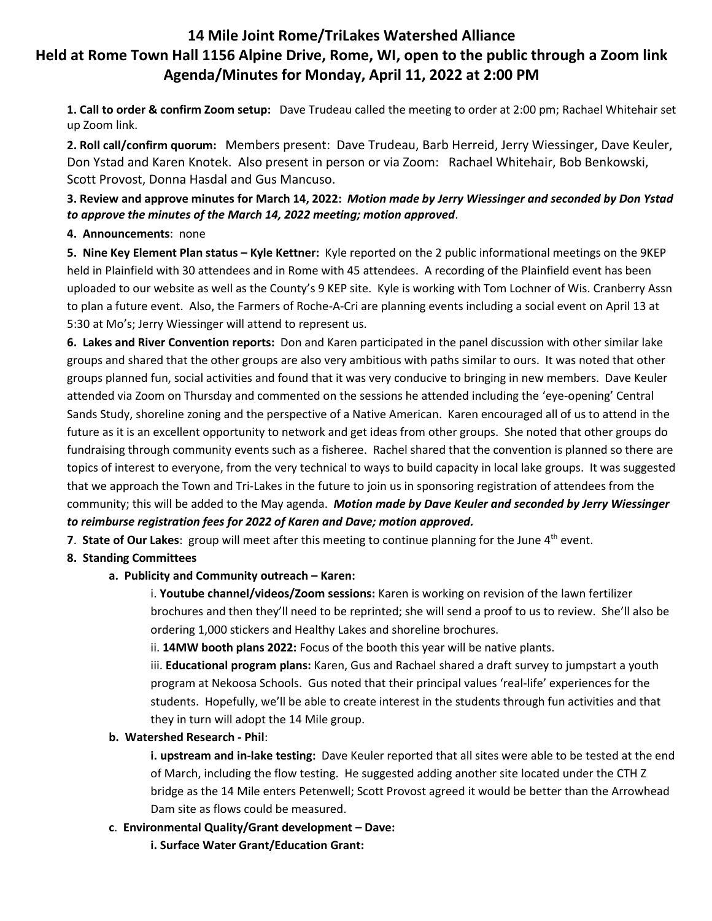# 14 Mile Joint Rome/TriLakes Watershed Alliance
## Held at Rome Town Hall 1156 Alpine Drive, Rome, WI, open to the public through a Zoom link
## Agenda/Minutes for Monday, April 11, 2022 at 2:00 PM

**1. Call to order & confirm Zoom setup:** Dave Trudeau called the meeting to order at 2:00 pm; Rachael Whitehair set up Zoom link.

**2. Roll call/confirm quorum:** Members present: Dave Trudeau, Barb Herreid, Jerry Wiessinger, Dave Keuler, Don Ystad and Karen Knotek. Also present in person or via Zoom: Rachael Whitehair, Bob Benkowski, Scott Provost, Donna Hasdal and Gus Mancuso.

**3. Review and approve minutes for March 14, 2022:** ***Motion made by Jerry Wiessinger and seconded by Don Ystad to approve the minutes of the March 14, 2022 meeting; motion approved*.**

**4. Announcements**: none

**5. Nine Key Element Plan status – Kyle Kettner:** Kyle reported on the 2 public informational meetings on the 9KEP held in Plainfield with 30 attendees and in Rome with 45 attendees. A recording of the Plainfield event has been uploaded to our website as well as the County's 9 KEP site. Kyle is working with Tom Lochner of Wis. Cranberry Assn to plan a future event. Also, the Farmers of Roche-A-Cri are planning events including a social event on April 13 at 5:30 at Mo's; Jerry Wiessinger will attend to represent us.

**6. Lakes and River Convention reports:** Don and Karen participated in the panel discussion with other similar lake groups and shared that the other groups are also very ambitious with paths similar to ours. It was noted that other groups planned fun, social activities and found that it was very conducive to bringing in new members. Dave Keuler attended via Zoom on Thursday and commented on the sessions he attended including the 'eye-opening' Central Sands Study, shoreline zoning and the perspective of a Native American. Karen encouraged all of us to attend in the future as it is an excellent opportunity to network and get ideas from other groups. She noted that other groups do fundraising through community events such as a fisheree. Rachel shared that the convention is planned so there are topics of interest to everyone, from the very technical to ways to build capacity in local lake groups. It was suggested that we approach the Town and Tri-Lakes in the future to join us in sponsoring registration of attendees from the community; this will be added to the May agenda. ***Motion made by Dave Keuler and seconded by Jerry Wiessinger to reimburse registration fees for 2022 of Karen and Dave; motion approved.***

**7**. **State of Our Lakes**: group will meet after this meeting to continue planning for the June 4th event.

**8. Standing Committees**

- **a. Publicity and Community outreach – Karen:**
  - i. **Youtube channel/videos/Zoom sessions:** Karen is working on revision of the lawn fertilizer brochures and then they'll need to be reprinted; she will send a proof to us to review. She'll also be ordering 1,000 stickers and Healthy Lakes and shoreline brochures.
  - ii. **14MW booth plans 2022:** Focus of the booth this year will be native plants.
  - iii. **Educational program plans:** Karen, Gus and Rachael shared a draft survey to jumpstart a youth program at Nekoosa Schools. Gus noted that their principal values 'real-life' experiences for the students. Hopefully, we'll be able to create interest in the students through fun activities and that they in turn will adopt the 14 Mile group.
- **b. Watershed Research - Phil**:
  - **i. upstream and in-lake testing:** Dave Keuler reported that all sites were able to be tested at the end of March, including the flow testing. He suggested adding another site located under the CTH Z bridge as the 14 Mile enters Petenwell; Scott Provost agreed it would be better than the Arrowhead Dam site as flows could be measured.
- **c**. **Environmental Quality/Grant development – Dave:**
  - **i. Surface Water Grant/Education Grant:**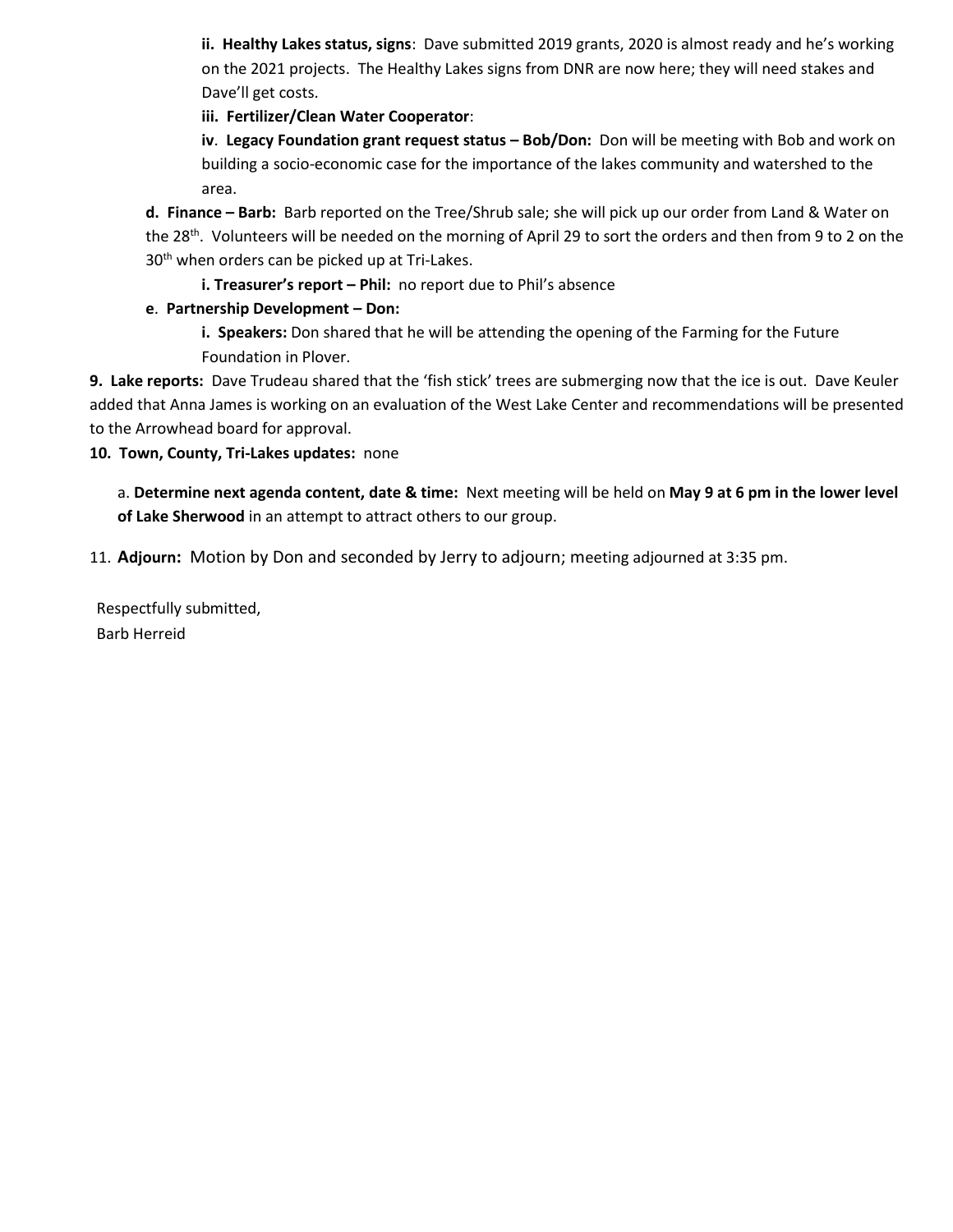**ii. Healthy Lakes status, signs**: Dave submitted 2019 grants, 2020 is almost ready and he's working on the 2021 projects. The Healthy Lakes signs from DNR are now here; they will need stakes and Dave'll get costs.

**iii. Fertilizer/Clean Water Cooperator**:

**iv**. **Legacy Foundation grant request status – Bob/Don:** Don will be meeting with Bob and work on building a socio-economic case for the importance of the lakes community and watershed to the area.

**d. Finance – Barb:** Barb reported on the Tree/Shrub sale; she will pick up our order from Land & Water on the 28th. Volunteers will be needed on the morning of April 29 to sort the orders and then from 9 to 2 on the 30th when orders can be picked up at Tri-Lakes.

**i. Treasurer's report – Phil:** no report due to Phil's absence

**e**. **Partnership Development – Don:**

**i. Speakers:** Don shared that he will be attending the opening of the Farming for the Future Foundation in Plover.

**9. Lake reports:** Dave Trudeau shared that the 'fish stick' trees are submerging now that the ice is out. Dave Keuler added that Anna James is working on an evaluation of the West Lake Center and recommendations will be presented to the Arrowhead board for approval.

**10. Town, County, Tri-Lakes updates:** none

a. **Determine next agenda content, date & time:** Next meeting will be held on **May 9 at 6 pm in the lower level of Lake Sherwood** in an attempt to attract others to our group.

11. **Adjourn:** Motion by Don and seconded by Jerry to adjourn; meeting adjourned at 3:35 pm.

Respectfully submitted,
Barb Herreid